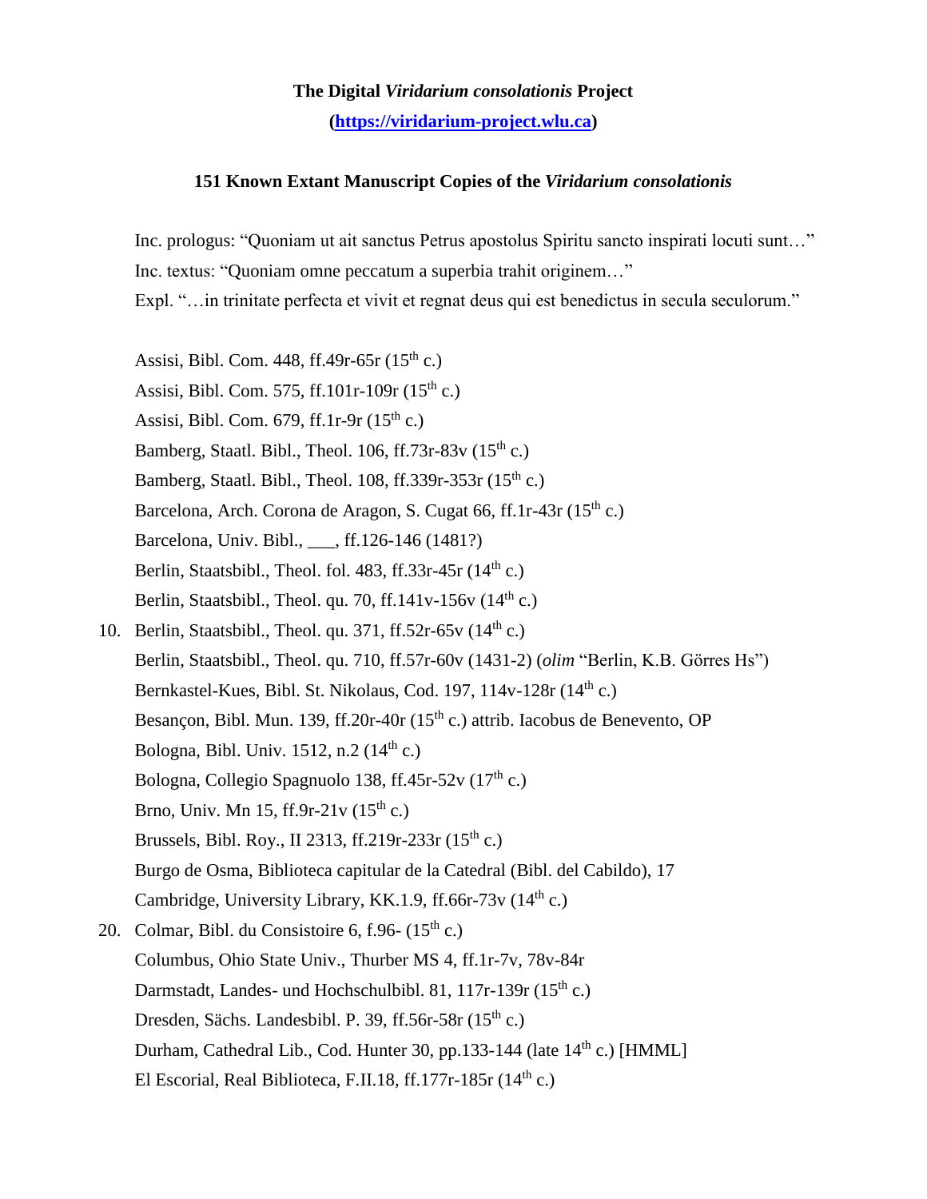**The Digital *Viridarium consolationis* Project**

**([https://viridarium-project.wlu.ca](https://viridarium-project.wlu.ca))**

**151 Known Extant Manuscript Copies of the *Viridarium consolationis***

Inc. prologus: "Quoniam ut ait sanctus Petrus apostolus Spiritu sancto inspirati locuti sunt…"
Inc. textus: "Quoniam omne peccatum a superbia trahit originem…"
Expl. "…in trinitate perfecta et vivit et regnat deus qui est benedictus in secula seculorum."

Assisi, Bibl. Com. 448, ff.49r-65r (15th c.)
Assisi, Bibl. Com. 575, ff.101r-109r (15th c.)
Assisi, Bibl. Com. 679, ff.1r-9r (15th c.)
Bamberg, Staatl. Bibl., Theol. 106, ff.73r-83v (15th c.)
Bamberg, Staatl. Bibl., Theol. 108, ff.339r-353r (15th c.)
Barcelona, Arch. Corona de Aragon, S. Cugat 66, ff.1r-43r (15th c.)
Barcelona, Univ. Bibl., ___, ff.126-146 (1481?)
Berlin, Staatsbibl., Theol. fol. 483, ff.33r-45r (14th c.)
Berlin, Staatsbibl., Theol. qu. 70, ff.141v-156v (14th c.)
10. Berlin, Staatsbibl., Theol. qu. 371, ff.52r-65v (14th c.)
Berlin, Staatsbibl., Theol. qu. 710, ff.57r-60v (1431-2) (*olim* "Berlin, K.B. Görres Hs")
Bernkastel-Kues, Bibl. St. Nikolaus, Cod. 197, 114v-128r (14th c.)
Besançon, Bibl. Mun. 139, ff.20r-40r (15th c.) attrib. Iacobus de Benevento, OP
Bologna, Bibl. Univ. 1512, n.2 (14th c.)
Bologna, Collegio Spagnuolo 138, ff.45r-52v (17th c.)
Brno, Univ. Mn 15, ff.9r-21v (15th c.)
Brussels, Bibl. Roy., II 2313, ff.219r-233r (15th c.)
Burgo de Osma, Biblioteca capitular de la Catedral (Bibl. del Cabildo), 17
Cambridge, University Library, KK.1.9, ff.66r-73v (14th c.)
20. Colmar, Bibl. du Consistoire 6, f.96- (15th c.)
Columbus, Ohio State Univ., Thurber MS 4, ff.1r-7v, 78v-84r
Darmstadt, Landes- und Hochschulbibl. 81, 117r-139r (15th c.)
Dresden, Sächs. Landesbibl. P. 39, ff.56r-58r (15th c.)
Durham, Cathedral Lib., Cod. Hunter 30, pp.133-144 (late 14th c.) [HMML]
El Escorial, Real Biblioteca, F.II.18, ff.177r-185r (14th c.)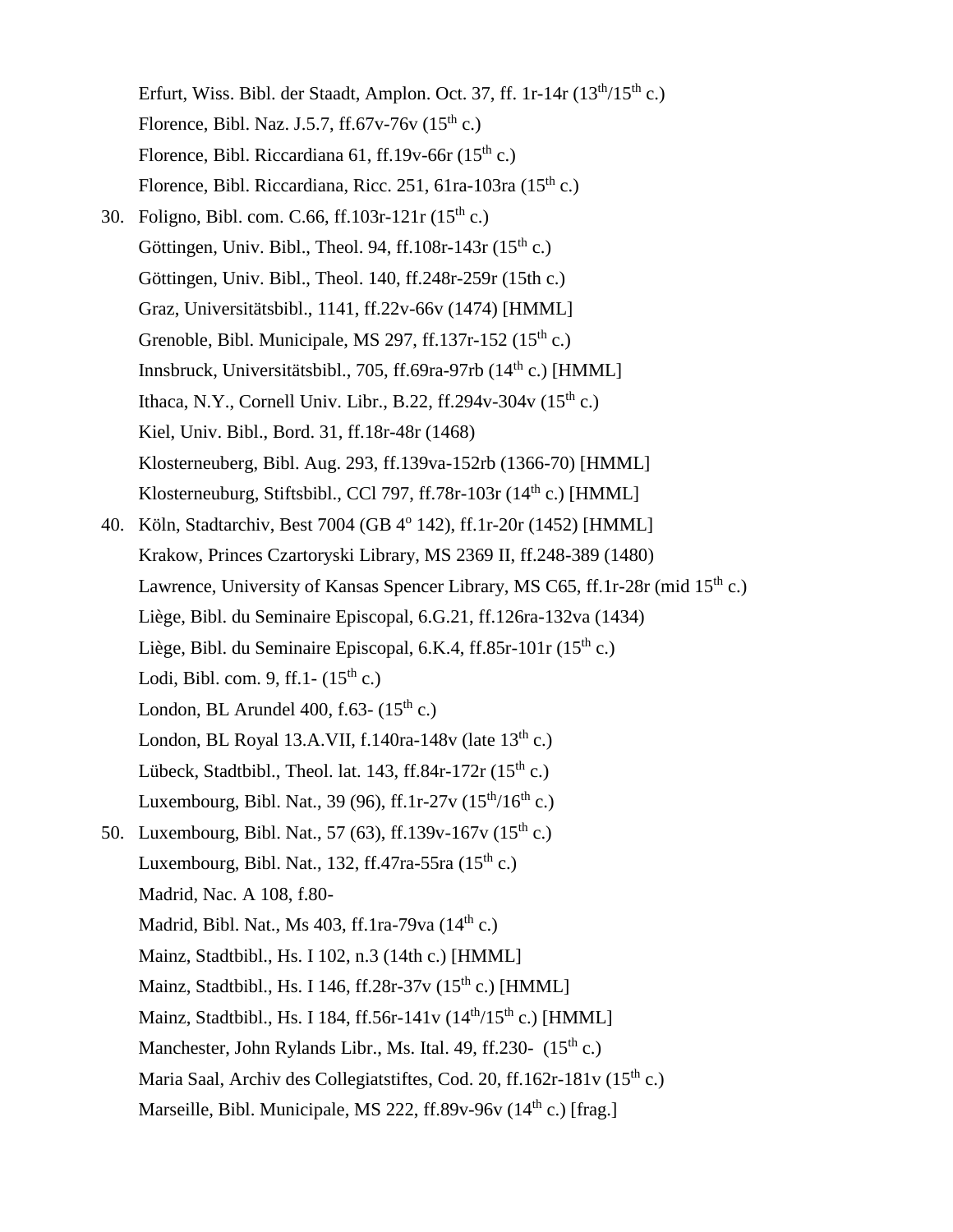Erfurt, Wiss. Bibl. der Staadt, Amplon. Oct. 37, ff. 1r-14r (13th/15th c.)
Florence, Bibl. Naz. J.5.7, ff.67v-76v (15th c.)
Florence, Bibl. Riccardiana 61, ff.19v-66r (15th c.)
Florence, Bibl. Riccardiana, Ricc. 251, 61ra-103ra (15th c.)
30. Foligno, Bibl. com. C.66, ff.103r-121r (15th c.)
Göttingen, Univ. Bibl., Theol. 94, ff.108r-143r (15th c.)
Göttingen, Univ. Bibl., Theol. 140, ff.248r-259r (15th c.)
Graz, Universitätsbibl., 1141, ff.22v-66v (1474) [HMML]
Grenoble, Bibl. Municipale, MS 297, ff.137r-152 (15th c.)
Innsbruck, Universitätsbibl., 705, ff.69ra-97rb (14th c.) [HMML]
Ithaca, N.Y., Cornell Univ. Libr., B.22, ff.294v-304v (15th c.)
Kiel, Univ. Bibl., Bord. 31, ff.18r-48r (1468)
Klosterneuberg, Bibl. Aug. 293, ff.139va-152rb (1366-70) [HMML]
Klosterneuburg, Stiftsbibl., CCl 797, ff.78r-103r (14th c.) [HMML]
40. Köln, Stadtarchiv, Best 7004 (GB 4º 142), ff.1r-20r (1452) [HMML]
Krakow, Princes Czartoryski Library, MS 2369 II, ff.248-389 (1480)
Lawrence, University of Kansas Spencer Library, MS C65, ff.1r-28r (mid 15th c.)
Liège, Bibl. du Seminaire Episcopal, 6.G.21, ff.126ra-132va (1434)
Liège, Bibl. du Seminaire Episcopal, 6.K.4, ff.85r-101r (15th c.)
Lodi, Bibl. com. 9, ff.1- (15th c.)
London, BL Arundel 400, f.63- (15th c.)
London, BL Royal 13.A.VII, f.140ra-148v (late 13th c.)
Lübeck, Stadtbibl., Theol. lat. 143, ff.84r-172r (15th c.)
Luxembourg, Bibl. Nat., 39 (96), ff.1r-27v (15th/16th c.)
50. Luxembourg, Bibl. Nat., 57 (63), ff.139v-167v (15th c.)
Luxembourg, Bibl. Nat., 132, ff.47ra-55ra (15th c.)
Madrid, Nac. A 108, f.80-
Madrid, Bibl. Nat., Ms 403, ff.1ra-79va (14th c.)
Mainz, Stadtbibl., Hs. I 102, n.3 (14th c.) [HMML]
Mainz, Stadtbibl., Hs. I 146, ff.28r-37v (15th c.) [HMML]
Mainz, Stadtbibl., Hs. I 184, ff.56r-141v (14th/15th c.) [HMML]
Manchester, John Rylands Libr., Ms. Ital. 49, ff.230- (15th c.)
Maria Saal, Archiv des Collegiatstiftes, Cod. 20, ff.162r-181v (15th c.)
Marseille, Bibl. Municipale, MS 222, ff.89v-96v (14th c.) [frag.]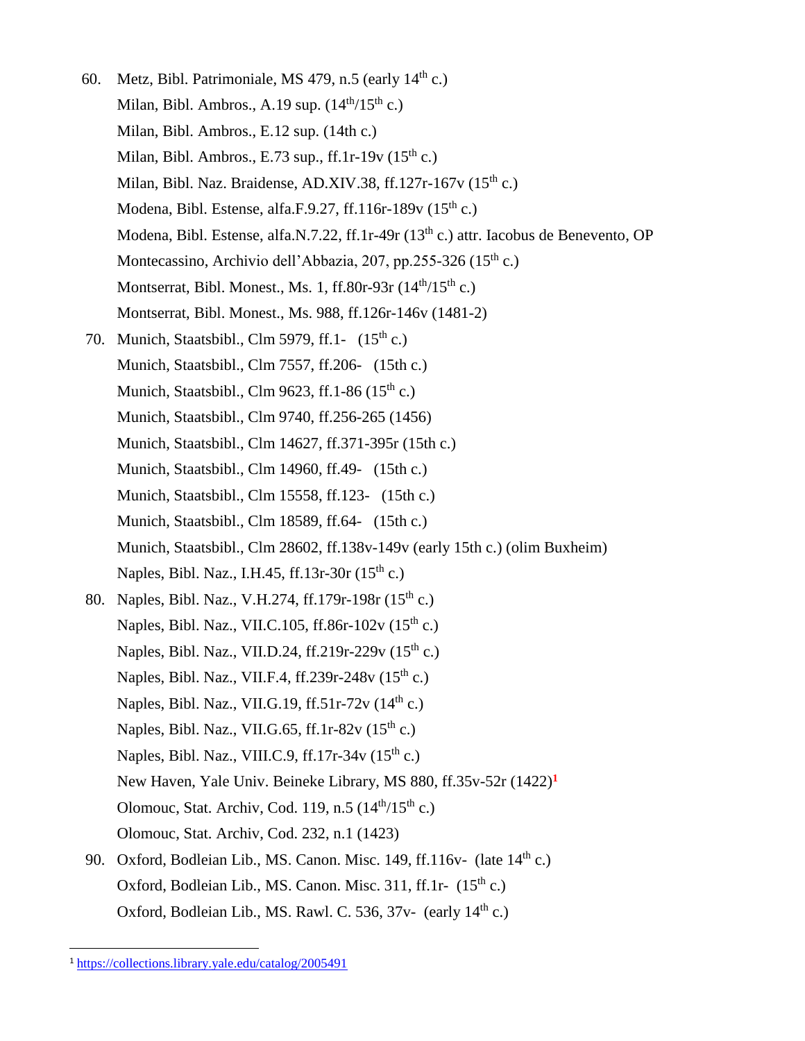60. Metz, Bibl. Patrimoniale, MS 479, n.5 (early 14th c.)
    Milan, Bibl. Ambros., A.19 sup. (14th/15th c.)
    Milan, Bibl. Ambros., E.12 sup. (14th c.)
    Milan, Bibl. Ambros., E.73 sup., ff.1r-19v (15th c.)
    Milan, Bibl. Naz. Braidense, AD.XIV.38, ff.127r-167v (15th c.)
    Modena, Bibl. Estense, alfa.F.9.27, ff.116r-189v (15th c.)
    Modena, Bibl. Estense, alfa.N.7.22, ff.1r-49r (13th c.) attr. Iacobus de Benevento, OP
    Montecassino, Archivio dell'Abbazia, 207, pp.255-326 (15th c.)
    Montserrat, Bibl. Monest., Ms. 1, ff.80r-93r (14th/15th c.)
    Montserrat, Bibl. Monest., Ms. 988, ff.126r-146v (1481-2)
70. Munich, Staatsbibl., Clm 5979, ff.1- (15th c.)
    Munich, Staatsbibl., Clm 7557, ff.206- (15th c.)
    Munich, Staatsbibl., Clm 9623, ff.1-86 (15th c.)
    Munich, Staatsbibl., Clm 9740, ff.256-265 (1456)
    Munich, Staatsbibl., Clm 14627, ff.371-395r (15th c.)
    Munich, Staatsbibl., Clm 14960, ff.49- (15th c.)
    Munich, Staatsbibl., Clm 15558, ff.123- (15th c.)
    Munich, Staatsbibl., Clm 18589, ff.64- (15th c.)
    Munich, Staatsbibl., Clm 28602, ff.138v-149v (early 15th c.) (olim Buxheim)
    Naples, Bibl. Naz., I.H.45, ff.13r-30r (15th c.)
80. Naples, Bibl. Naz., V.H.274, ff.179r-198r (15th c.)
    Naples, Bibl. Naz., VII.C.105, ff.86r-102v (15th c.)
    Naples, Bibl. Naz., VII.D.24, ff.219r-229v (15th c.)
    Naples, Bibl. Naz., VII.F.4, ff.239r-248v (15th c.)
    Naples, Bibl. Naz., VII.G.19, ff.51r-72v (14th c.)
    Naples, Bibl. Naz., VII.G.65, ff.1r-82v (15th c.)
    Naples, Bibl. Naz., VIII.C.9, ff.17r-34v (15th c.)
    New Haven, Yale Univ. Beineke Library, MS 880, ff.35v-52r (1422)[1]
    Olomouc, Stat. Archiv, Cod. 119, n.5 (14th/15th c.)
    Olomouc, Stat. Archiv, Cod. 232, n.1 (1423)
90. Oxford, Bodleian Lib., MS. Canon. Misc. 149, ff.116v- (late 14th c.)
    Oxford, Bodleian Lib., MS. Canon. Misc. 311, ff.1r- (15th c.)
    Oxford, Bodleian Lib., MS. Rawl. C. 536, 37v- (early 14th c.)

---

[1] https://collections.library.yale.edu/catalog/2005491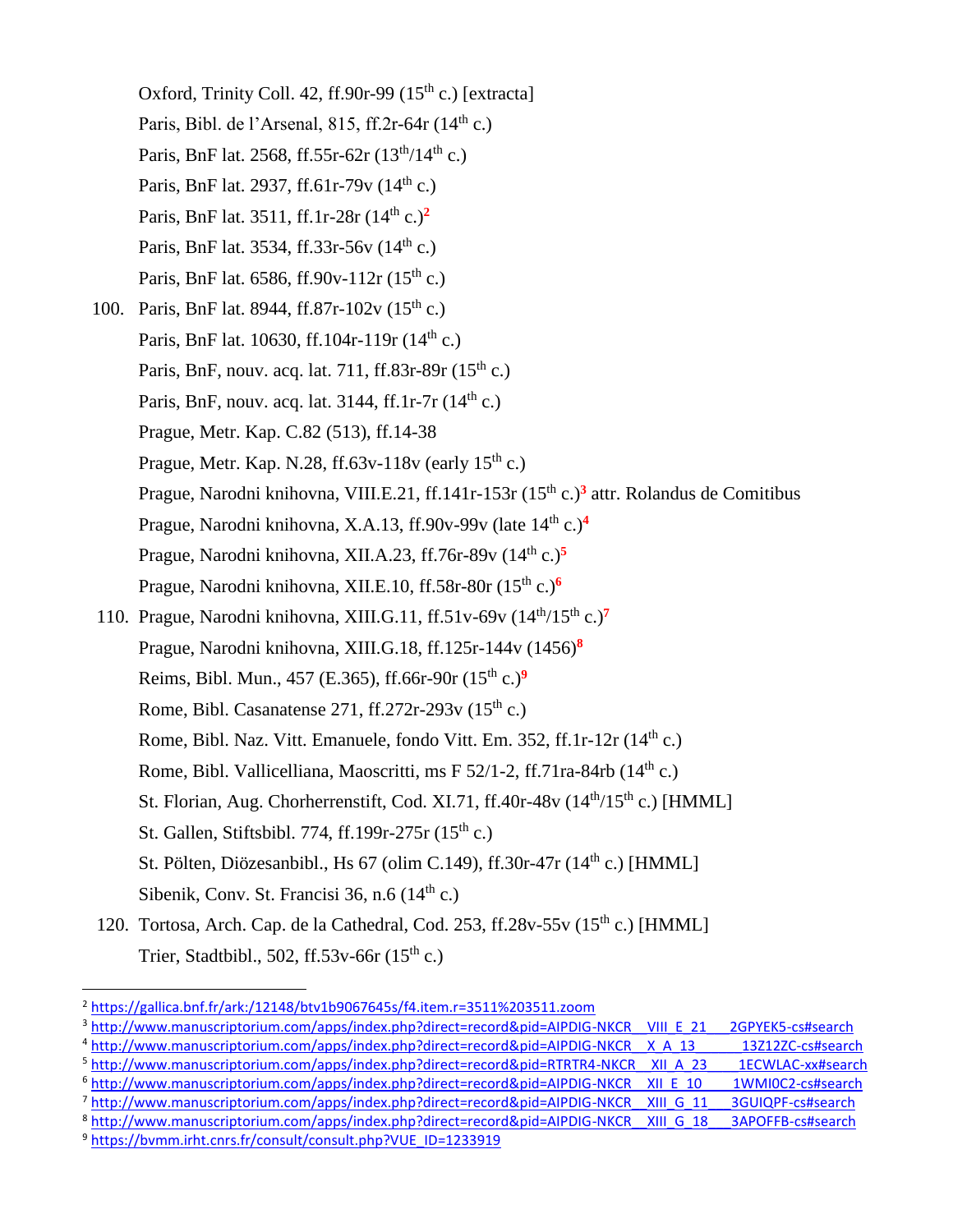Oxford, Trinity Coll. 42, ff.90r-99 (15th c.) [extracta]

Paris, Bibl. de l'Arsenal, 815, ff.2r-64r (14th c.)

Paris, BnF lat. 2568, ff.55r-62r (13th/14th c.)

Paris, BnF lat. 2937, ff.61r-79v (14th c.)

Paris, BnF lat. 3511, ff.1r-28r (14th c.)[2]

Paris, BnF lat. 3534, ff.33r-56v (14th c.)

Paris, BnF lat. 6586, ff.90v-112r (15th c.)

100. Paris, BnF lat. 8944, ff.87r-102v (15th c.)

Paris, BnF lat. 10630, ff.104r-119r (14th c.)

Paris, BnF, nouv. acq. lat. 711, ff.83r-89r (15th c.)

Paris, BnF, nouv. acq. lat. 3144, ff.1r-7r (14th c.)

Prague, Metr. Kap. C.82 (513), ff.14-38

Prague, Metr. Kap. N.28, ff.63v-118v (early 15th c.)

Prague, Narodni knihovna, VIII.E.21, ff.141r-153r (15th c.)[3] attr. Rolandus de Comitibus

Prague, Narodni knihovna, X.A.13, ff.90v-99v (late 14th c.)[4]

Prague, Narodni knihovna, XII.A.23, ff.76r-89v (14th c.)[5]

Prague, Narodni knihovna, XII.E.10, ff.58r-80r (15th c.)[6]

110. Prague, Narodni knihovna, XIII.G.11, ff.51v-69v (14th/15th c.)[7]

Prague, Narodni knihovna, XIII.G.18, ff.125r-144v (1456)[8]

Reims, Bibl. Mun., 457 (E.365), ff.66r-90r (15th c.)[9]

Rome, Bibl. Casanatense 271, ff.272r-293v (15th c.)

Rome, Bibl. Naz. Vitt. Emanuele, fondo Vitt. Em. 352, ff.1r-12r (14th c.)

Rome, Bibl. Vallicelliana, Maoscritti, ms F 52/1-2, ff.71ra-84rb (14th c.)

St. Florian, Aug. Chorherrenstift, Cod. XI.71, ff.40r-48v (14th/15th c.) [HMML]

St. Gallen, Stiftsbibl. 774, ff.199r-275r (15th c.)

St. Pölten, Diözesanbibl., Hs 67 (olim C.149), ff.30r-47r (14th c.) [HMML]

Sibenik, Conv. St. Francisi 36, n.6 (14th c.)

120. Tortosa, Arch. Cap. de la Cathedral, Cod. 253, ff.28v-55v (15th c.) [HMML]

Trier, Stadtbibl., 502, ff.53v-66r (15th c.)

---

[2] https://gallica.bnf.fr/ark:/12148/btv1b9067645s/f4.item.r=3511%203511.zoom

[3] http://www.manuscriptorium.com/apps/index.php?direct=record&pid=AIPDIG-NKCR__VIII_E_21___2GPYEK5-cs#search

[4] http://www.manuscriptorium.com/apps/index.php?direct=record&pid=AIPDIG-NKCR__X_A_13______13Z12ZC-cs#search

[5] http://www.manuscriptorium.com/apps/index.php?direct=record&pid=RTRTR4-NKCR__XII_A_23____1ECWLAC-xx#search

[6] http://www.manuscriptorium.com/apps/index.php?direct=record&pid=AIPDIG-NKCR__XII_E_10____1WMI0C2-cs#search

[7] http://www.manuscriptorium.com/apps/index.php?direct=record&pid=AIPDIG-NKCR__XIII_G_11___3GUIQPF-cs#search

[8] http://www.manuscriptorium.com/apps/index.php?direct=record&pid=AIPDIG-NKCR__XIII_G_18___3APOFFB-cs#search

[9] https://bvmm.irht.cnrs.fr/consult/consult.php?VUE_ID=1233919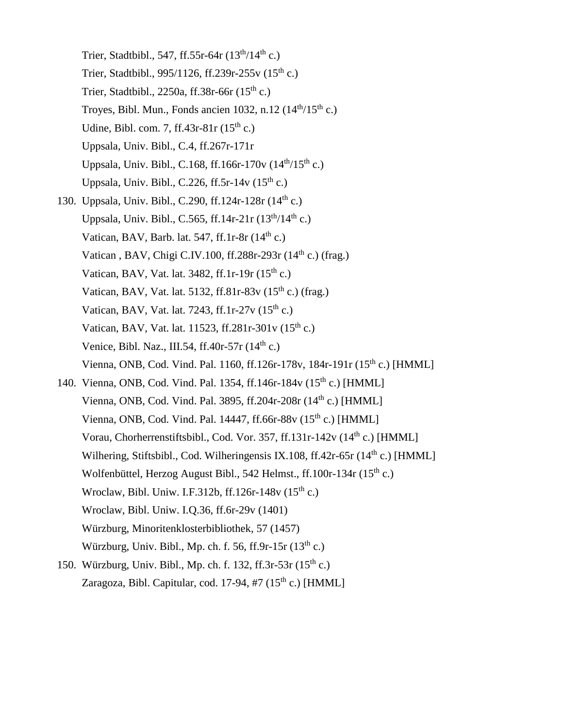Trier, Stadtbibl., 547, ff.55r-64r (13th/14th c.)  
Trier, Stadtbibl., 995/1126, ff.239r-255v (15th c.)  
Trier, Stadtbibl., 2250a, ff.38r-66r (15th c.)  
Troyes, Bibl. Mun., Fonds ancien 1032, n.12 (14th/15th c.)  
Udine, Bibl. com. 7, ff.43r-81r (15th c.)  
Uppsala, Univ. Bibl., C.4, ff.267r-171r  
Uppsala, Univ. Bibl., C.168, ff.166r-170v (14th/15th c.)  
Uppsala, Univ. Bibl., C.226, ff.5r-14v (15th c.)

130. Uppsala, Univ. Bibl., C.290, ff.124r-128r (14th c.)  
Uppsala, Univ. Bibl., C.565, ff.14r-21r (13th/14th c.)  
Vatican, BAV, Barb. lat. 547, ff.1r-8r (14th c.)  
Vatican , BAV, Chigi C.IV.100, ff.288r-293r (14th c.) (frag.)  
Vatican, BAV, Vat. lat. 3482, ff.1r-19r (15th c.)  
Vatican, BAV, Vat. lat. 5132, ff.81r-83v (15th c.) (frag.)  
Vatican, BAV, Vat. lat. 7243, ff.1r-27v (15th c.)  
Vatican, BAV, Vat. lat. 11523, ff.281r-301v (15th c.)  
Venice, Bibl. Naz., III.54, ff.40r-57r (14th c.)  
Vienna, ONB, Cod. Vind. Pal. 1160, ff.126r-178v, 184r-191r (15th c.) [HMML]

140. Vienna, ONB, Cod. Vind. Pal. 1354, ff.146r-184v (15th c.) [HMML]  
Vienna, ONB, Cod. Vind. Pal. 3895, ff.204r-208r (14th c.) [HMML]  
Vienna, ONB, Cod. Vind. Pal. 14447, ff.66r-88v (15th c.) [HMML]  
Vorau, Chorherrenstiftsbibl., Cod. Vor. 357, ff.131r-142v (14th c.) [HMML]  
Wilhering, Stiftsbibl., Cod. Wilheringensis IX.108, ff.42r-65r (14th c.) [HMML]  
Wolfenbüttel, Herzog August Bibl., 542 Helmst., ff.100r-134r (15th c.)  
Wroclaw, Bibl. Uniw. I.F.312b, ff.126r-148v (15th c.)  
Wroclaw, Bibl. Uniw. I.Q.36, ff.6r-29v (1401)  
Würzburg, Minoritenklosterbibliothek, 57 (1457)  
Würzburg, Univ. Bibl., Mp. ch. f. 56, ff.9r-15r (13th c.)

150. Würzburg, Univ. Bibl., Mp. ch. f. 132, ff.3r-53r (15th c.)  
Zaragoza, Bibl. Capitular, cod. 17-94, #7 (15th c.) [HMML]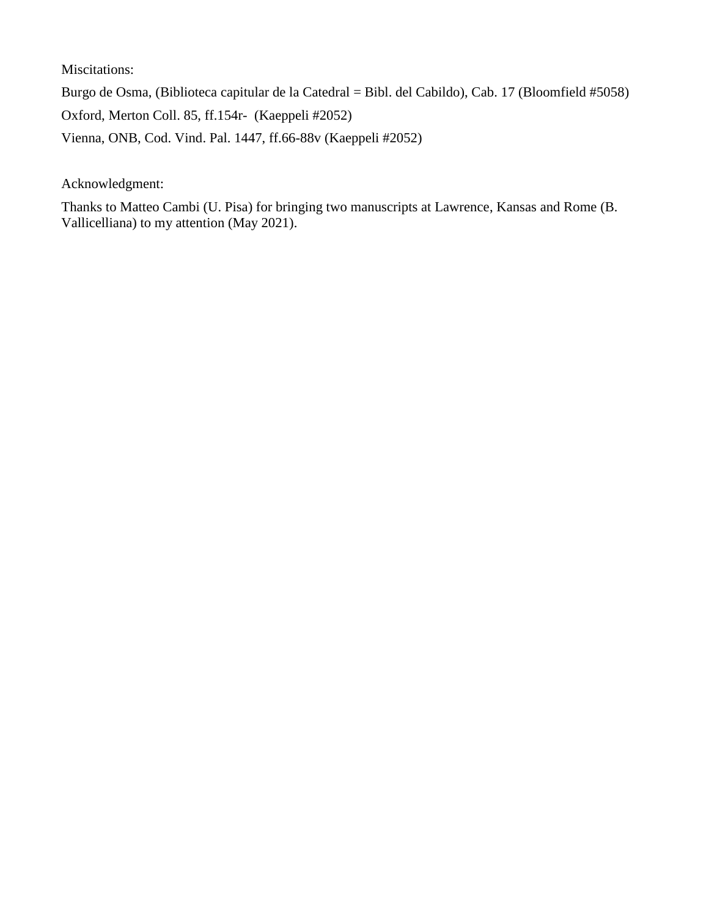Miscitations:

Burgo de Osma, (Biblioteca capitular de la Catedral = Bibl. del Cabildo), Cab. 17 (Bloomfield #5058)

Oxford, Merton Coll. 85, ff.154r-  (Kaeppeli #2052)

Vienna, ONB, Cod. Vind. Pal. 1447, ff.66-88v (Kaeppeli #2052)

Acknowledgment:

Thanks to Matteo Cambi (U. Pisa) for bringing two manuscripts at Lawrence, Kansas and Rome (B. Vallicelliana) to my attention (May 2021).